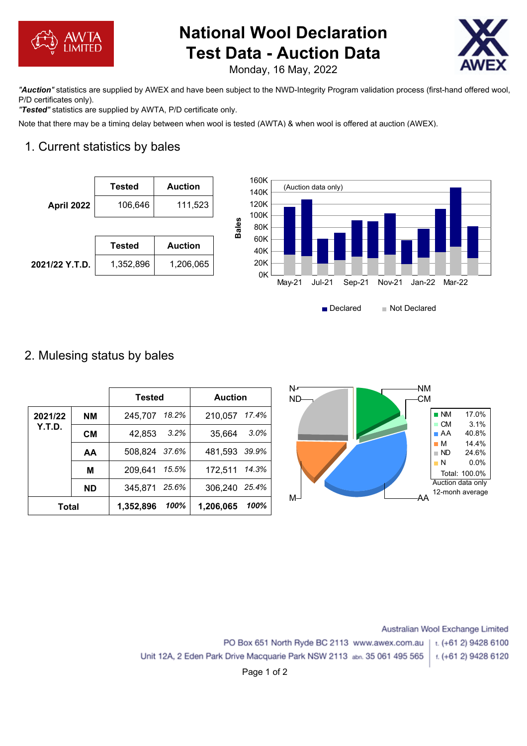# National Wool Declaration Test Data - Auction Data

Monday, 16 May, 2022

***"Auction"*** statistics are supplied by AWEX and have been subject to the NWD-Integrity Program validation process (first-hand offered wool, P/D certificates only).

***"Tested"*** statistics are supplied by AWTA, P/D certificate only.

Note that there may be a timing delay between when wool is tested (AWTA) & when wool is offered at auction (AWEX).

## 1. Current statistics by bales

| | Tested | Auction |
|---|---|---|
| **April 2022** | 106,646 | 111,523 |

| | Tested | Auction |
|---|---|---|
| **2021/22 Y.T.D.** | 1,352,896 | 1,206,065 |

## 2. Mulesing status by bales

| | | Tested | | Auction | |
|---|---|---|---|---|---|
| **2021/22 Y.T.D.** | **NM** | 245,707 | *18.2%* | 210,057 | *17.4%* |
| | **CM** | 42,853 | *3.2%* | 35,664 | *3.0%* |
| | **AA** | 508,824 | *37.6%* | 481,593 | *39.9%* |
| | **M** | 209,641 | *15.5%* | 172,511 | *14.3%* |
| | **ND** | 345,871 | *25.6%* | 306,240 | *25.4%* |
| **Total** | | **1,352,896** | ***100%*** | **1,206,065** | ***100%*** |

| | |
|---|---|
| NM | 17.0% |
| CM | 3.1% |
| AA | 40.8% |
| M | 14.4% |
| ND | 24.6% |
| N | 0.0% |
| Total: | 100.0% |

Auction data only
12-monh average

Australian Wool Exchange Limited
PO Box 651 North Ryde BC 2113 www.awex.com.au | t. (+61 2) 9428 6100
Unit 12A, 2 Eden Park Drive Macquarie Park NSW 2113 abn. 35 061 495 565 | f. (+61 2) 9428 6120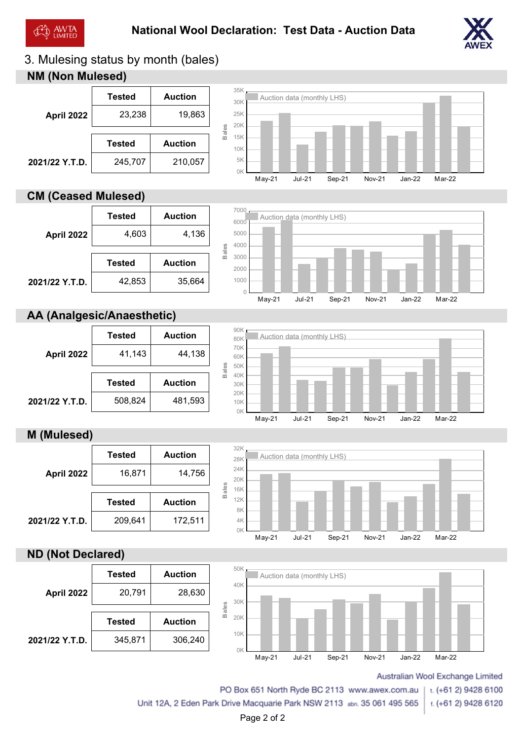# National Wool Declaration: Test Data - Auction Data

## 3. Mulesing status by month (bales)

### NM (Non Mulesed)

| | Tested | Auction |
|---|---|---|
| April 2022 | 23,238 | 19,863 |
| 2021/22 Y.T.D. | 245,707 | 210,057 |

Auction data (monthly LHS)
Bales
35K 30K 25K 20K 15K 10K 5K 0K
May-21 Jul-21 Sep-21 Nov-21 Jan-22 Mar-22

### CM (Ceased Mulesed)

| | Tested | Auction |
|---|---|---|
| April 2022 | 4,603 | 4,136 |
| 2021/22 Y.T.D. | 42,853 | 35,664 |

Auction data (monthly LHS)
Bales
7000 6000 5000 4000 3000 2000 1000 0
May-21 Jul-21 Sep-21 Nov-21 Jan-22 Mar-22

### AA (Analgesic/Anaesthetic)

| | Tested | Auction |
|---|---|---|
| April 2022 | 41,143 | 44,138 |
| 2021/22 Y.T.D. | 508,824 | 481,593 |

Auction data (monthly LHS)
Bales
90K 80K 70K 60K 50K 40K 30K 20K 10K 0K
May-21 Jul-21 Sep-21 Nov-21 Jan-22 Mar-22

### M (Mulesed)

| | Tested | Auction |
|---|---|---|
| April 2022 | 16,871 | 14,756 |
| 2021/22 Y.T.D. | 209,641 | 172,511 |

Auction data (monthly LHS)
Bales
32K 28K 24K 20K 16K 12K 8K 4K 0K
May-21 Jul-21 Sep-21 Nov-21 Jan-22 Mar-22

### ND (Not Declared)

| | Tested | Auction |
|---|---|---|
| April 2022 | 20,791 | 28,630 |
| 2021/22 Y.T.D. | 345,871 | 306,240 |

Auction data (monthly LHS)
Bales
50K 40K 30K 20K 10K 0K
May-21 Jul-21 Sep-21 Nov-21 Jan-22 Mar-22

Australian Wool Exchange Limited
PO Box 651 North Ryde BC 2113 www.awex.com.au | t. (+61 2) 9428 6100
Unit 12A, 2 Eden Park Drive Macquarie Park NSW 2113 abn. 35 061 495 565 | f. (+61 2) 9428 6120